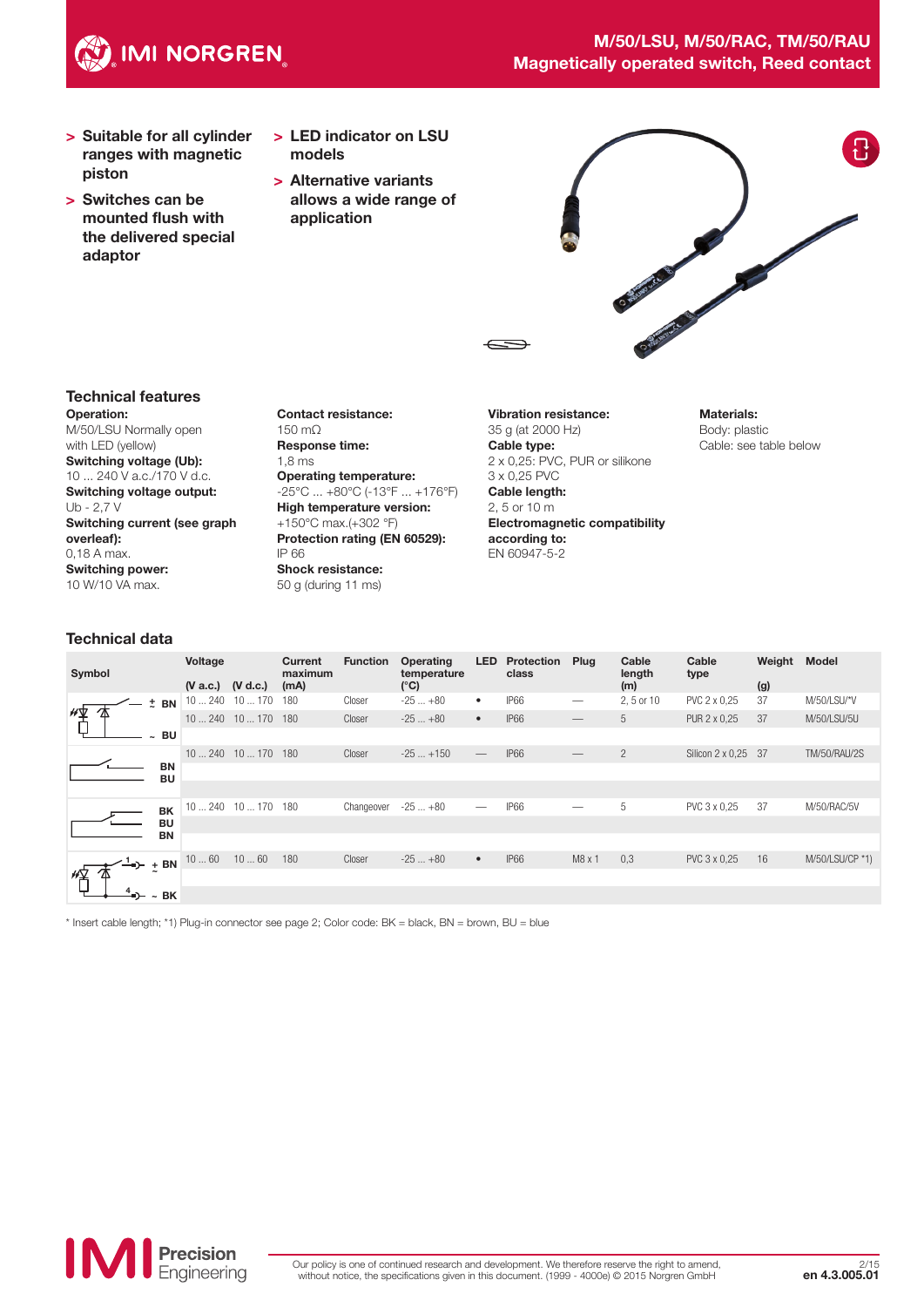# M/50/LSU, M/50/RAC, TM/50/RAU
## Magnetically operated switch, Reed contact

> Suitable for all cylinder ranges with magnetic piston

> Switches can be mounted flush with the delivered special adaptor

> LED indicator on LSU models

> Alternative variants allows a wide range of application

## Technical features

**Operation:**
M/50/LSU Normally open with LED (yellow)
**Switching voltage (Ub):**
10 ... 240 V a.c./170 V d.c.
**Switching voltage output:**
Ub - 2,7 V
**Switching current (see graph overleaf):**
0,18 A max.
**Switching power:**
10 W/10 VA max.

**Contact resistance:**
150 mΩ
**Response time:**
1,8 ms
**Operating temperature:**
-25°C ... +80°C (-13°F ... +176°F)
**High temperature version:**
+150°C max.(+302 °F)
**Protection rating (EN 60529):**
IP 66
**Shock resistance:**
50 g (during 11 ms)

**Vibration resistance:**
35 g (at 2000 Hz)
**Cable type:**
2 x 0,25: PVC, PUR or silikone
3 x 0,25 PVC
**Cable length:**
2, 5 or 10 m
**Electromagnetic compatibility according to:**
EN 60947-5-2

**Materials:**
Body: plastic
Cable: see table below

## Technical data

| Symbol | Voltage (V a.c.) | Voltage (V d.c.) | Current maximum (mA) | Function | Operating temperature (°C) | LED | Protection class | Plug | Cable length (m) | Cable type | Weight (g) | Model |
|---|---|---|---|---|---|---|---|---|---|---|---|---|
| ± BN / ~ BU | 10 ... 240 | 10 ... 170 | 180 | Closer | -25 ... +80 | • | IP66 | — | 2, 5 or 10 | PVC 2 x 0,25 | 37 | M/50/LSU/*V |
| | 10 ... 240 | 10 ... 170 | 180 | Closer | -25 ... +80 | • | IP66 | — | 5 | PUR 2 x 0,25 | 37 | M/50/LSU/5U |
| BN / BU | 10 ... 240 | 10 ... 170 | 180 | Closer | -25 ... +150 | — | IP66 | — | 2 | Silicon 2 x 0,25 | 37 | TM/50/RAU/2S |
| BK / BU / BN | 10 ... 240 | 10 ... 170 | 180 | Changeover | -25 ... +80 | — | IP66 | — | 5 | PVC 3 x 0,25 | 37 | M/50/RAC/5V |
| ± BN / ~ BK | 10 ... 60 | 10 ... 60 | 180 | Closer | -25 ... +80 | • | IP66 | M8 x 1 | 0,3 | PVC 3 x 0,25 | 16 | M/50/LSU/CP *1) |

\* Insert cable length; *1) Plug-in connector see page 2; Color code: BK = black, BN = brown, BU = blue

Our policy is one of continued research and development. We therefore reserve the right to amend, without notice, the specifications given in this document. (1999 - 4000e) © 2015 Norgren GmbH

en 4.3.005.01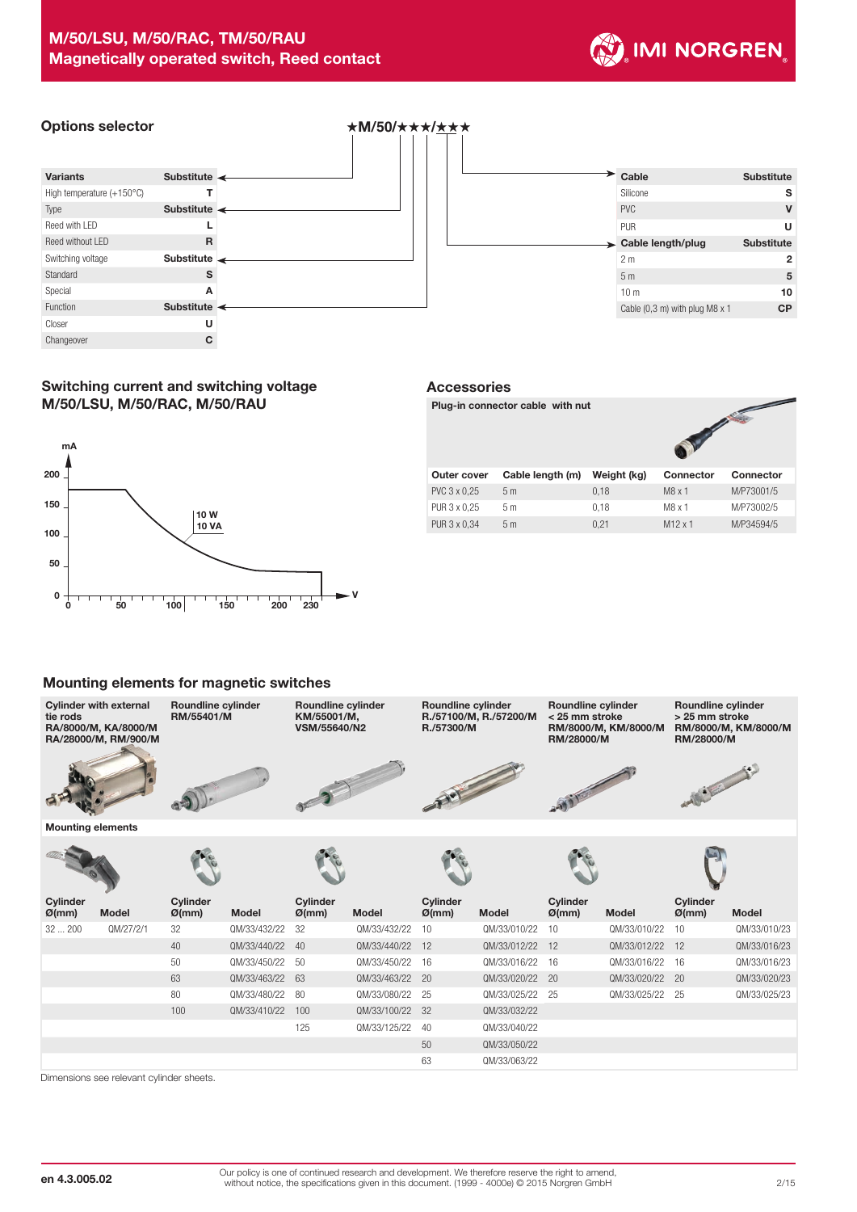## Options selector

★M/50/★★★/★★★

| Variants | Substitute |
|---|---|
| High temperature (+150°C) | T |
| Type | Substitute |
| Reed with LED | L |
| Reed without LED | R |
| Switching voltage | Substitute |
| Standard | S |
| Special | A |
| Function | Substitute |
| Closer | U |
| Changeover | C |

| Cable | Substitute |
|---|---|
| Silicone | S |
| PVC | V |
| PUR | U |
| Cable length/plug | Substitute |
| 2 m | 2 |
| 5 m | 5 |
| 10 m | 10 |
| Cable (0,3 m) with plug M8 x 1 | CP |

## Switching current and switching voltage M/50/LSU, M/50/RAC, M/50/RAU

mA / V — 10 W, 10 VA (0 … 230 V; 0 … 200 mA)

## Accessories

**Plug-in connector cable with nut**

| Outer cover | Cable length (m) | Weight (kg) | Connector | Connector |
|---|---|---|---|---|
| PVC 3 x 0,25 | 5 m | 0,18 | M8 x 1 | M/P73001/5 |
| PUR 3 x 0,25 | 5 m | 0,18 | M8 x 1 | M/P73002/5 |
| PUR 3 x 0,34 | 5 m | 0,21 | M12 x 1 | M/P34594/5 |

## Mounting elements for magnetic switches

**Mounting elements**

| Cylinder with external tie rods RA/8000/M, KA/8000/M RA/28000/M, RM/900/M | | Roundline cylinder RM/55401/M | | Roundline cylinder KM/55001/M, VSM/55640/N2 | | Roundline cylinder R./57100/M, R./57200/M R./57300/M | | Roundline cylinder < 25 mm stroke RM/8000/M, KM/8000/M RM/28000/M | | Roundline cylinder > 25 mm stroke RM/8000/M, KM/8000/M RM/28000/M | |
|---|---|---|---|---|---|---|---|---|---|---|---|
| Cylinder Ø(mm) | Model | Cylinder Ø(mm) | Model | Cylinder Ø(mm) | Model | Cylinder Ø(mm) | Model | Cylinder Ø(mm) | Model | Cylinder Ø(mm) | Model |
| 32 ... 200 | QM/27/2/1 | 32 | QM/33/432/22 | 32 | QM/33/432/22 | 10 | QM/33/010/22 | 10 | QM/33/010/22 | 10 | QM/33/010/23 |
| | | 40 | QM/33/440/22 | 40 | QM/33/440/22 | 12 | QM/33/012/22 | 12 | QM/33/012/22 | 12 | QM/33/016/23 |
| | | 50 | QM/33/450/22 | 50 | QM/33/450/22 | 16 | QM/33/016/22 | 16 | QM/33/016/22 | 16 | QM/33/016/23 |
| | | 63 | QM/33/463/22 | 63 | QM/33/463/22 | 20 | QM/33/020/22 | 20 | QM/33/020/22 | 20 | QM/33/020/23 |
| | | 80 | QM/33/480/22 | 80 | QM/33/080/22 | 25 | QM/33/025/22 | 25 | QM/33/025/22 | 25 | QM/33/025/23 |
| | | 100 | QM/33/410/22 | 100 | QM/33/100/22 | 32 | QM/33/032/22 | | | | |
| | | | | 125 | QM/33/125/22 | 40 | QM/33/040/22 | | | | |
| | | | | | | 50 | QM/33/050/22 | | | | |
| | | | | | | 63 | QM/33/063/22 | | | | |

Dimensions see relevant cylinder sheets.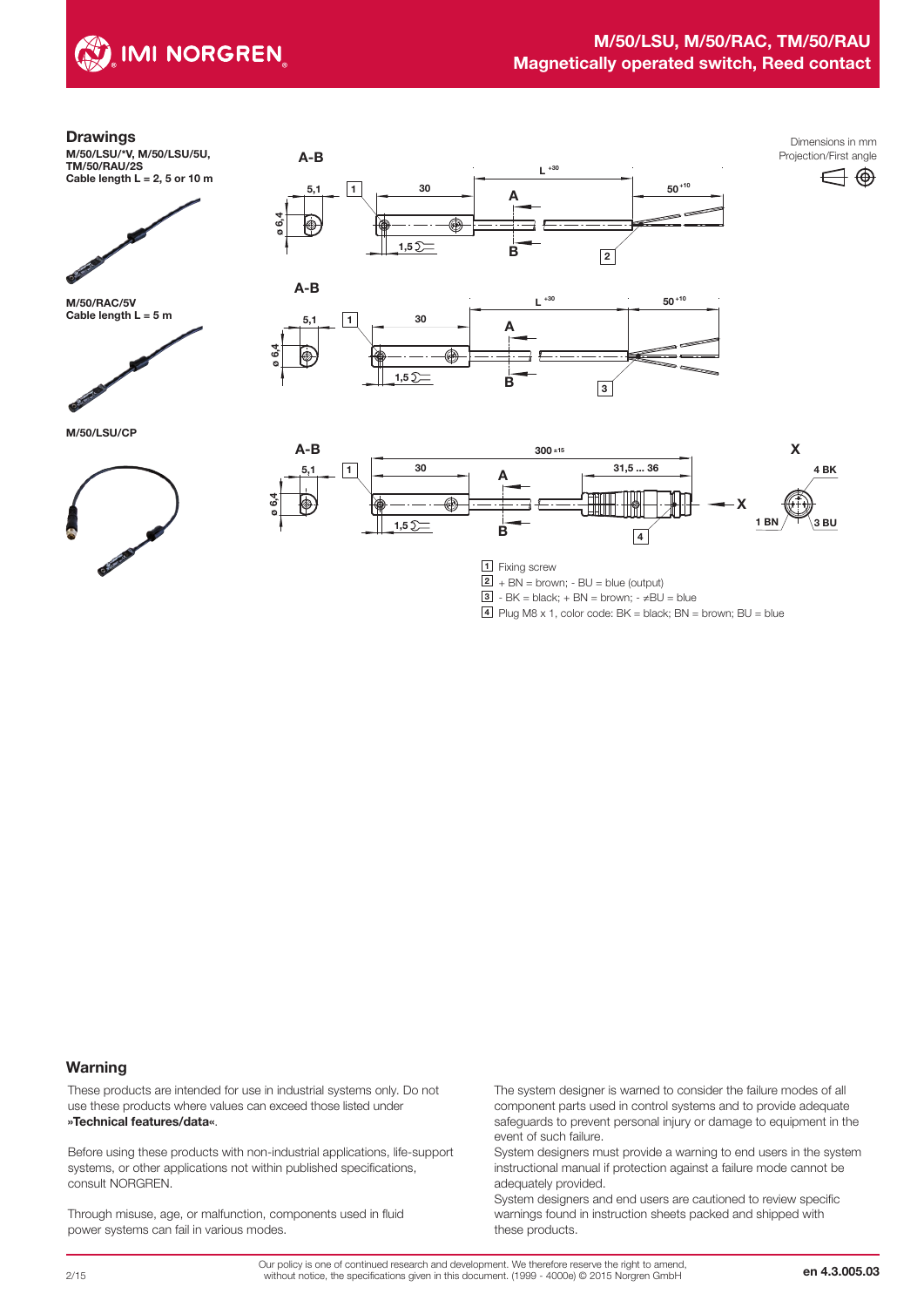## Drawings

Dimensions in mm
Projection/First angle

**M/50/LSU/*V, M/50/LSU/5U, TM/50/RAU/2S**
**Cable length L = 2, 5 or 10 m**

A-B
5,1
ø 6,4
1
30
1,5
L +30
50 +10
A
B
2

**M/50/RAC/5V**
**Cable length L = 5 m**

A-B
5,1
ø 6,4
1
30
1,5
L +30
50 +10
A
B
3

**M/50/LSU/CP**

A-B
5,1
ø 6,4
1
30
1,5
300 ±15
31,5 ... 36
A
B
4
X
X
4 BK
1 BN
3 BU

1 Fixing screw
2 + BN = brown; - BU = blue (output)
3 - BK = black; + BN = brown; - ≠BU = blue
4 Plug M8 x 1, color code: BK = black; BN = brown; BU = blue

## Warning

These products are intended for use in industrial systems only. Do not use these products where values can exceed those listed under **»Technical features/data«**.

Before using these products with non-industrial applications, life-support systems, or other applications not within published specifications, consult NORGREN.

Through misuse, age, or malfunction, components used in fluid power systems can fail in various modes.

The system designer is warned to consider the failure modes of all component parts used in control systems and to provide adequate safeguards to prevent personal injury or damage to equipment in the event of such failure.
System designers must provide a warning to end users in the system instructional manual if protection against a failure mode cannot be adequately provided.
System designers and end users are cautioned to review specific warnings found in instruction sheets packed and shipped with these products.

Our policy is one of continued research and development. We therefore reserve the right to amend, without notice, the specifications given in this document. (1999 - 4000e) © 2015 Norgren GmbH

en 4.3.005.03